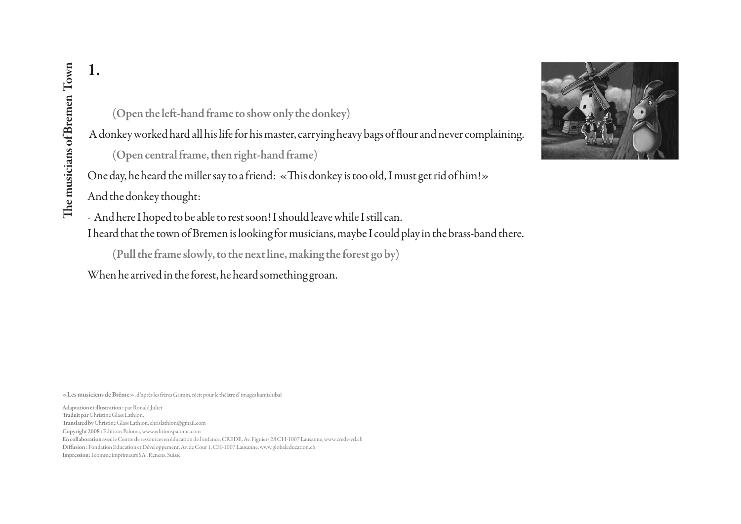The musicians of Bremen Town

# 1.

(**Open the left-hand frame to show only the donkey**)

A donkey worked hard all his life for his master, carrying heavy bags of flour and never complaining.

(**Open central frame, then right-hand frame**)

One day, he heard the miller say to a friend: «This donkey is too old, I must get rid of him!»

And the donkey thought:

- And here I hoped to be able to rest soon! I should leave while I still can.
I heard that the town of Bremen is looking for musicians, maybe I could play in the brass-band there.

(**Pull the frame slowly, to the next line, making the forest go by**)

When he arrived in the forest, he heard something groan.

**«Les musiciens de Brême»**, d'après les frères Grimm, récit pour le théâtre d'images kamishibaï

**Adaptation et illustration :** par Ronald Juliet
**Traduit par** Christine Glass Lathion,
**Translated by** Christine Glass Lathion, chrislathion@gmail.com
**Copyright 2008 :** Editions Paloma, www.editionspaloma.com
**En collaboration avec** le Centre de ressources en éducation de l'enfance, CREDE, Av. Figuiers 28 CH-1007 Lausanne, www.crede-vd.ch
**Diffusion :** Fondation Education et Développement, Av. de Cour 1, CH-1007 Lausanne, www.globaleducation.ch
**Impression :** I comme imprimeurs SA, Renens, Suisse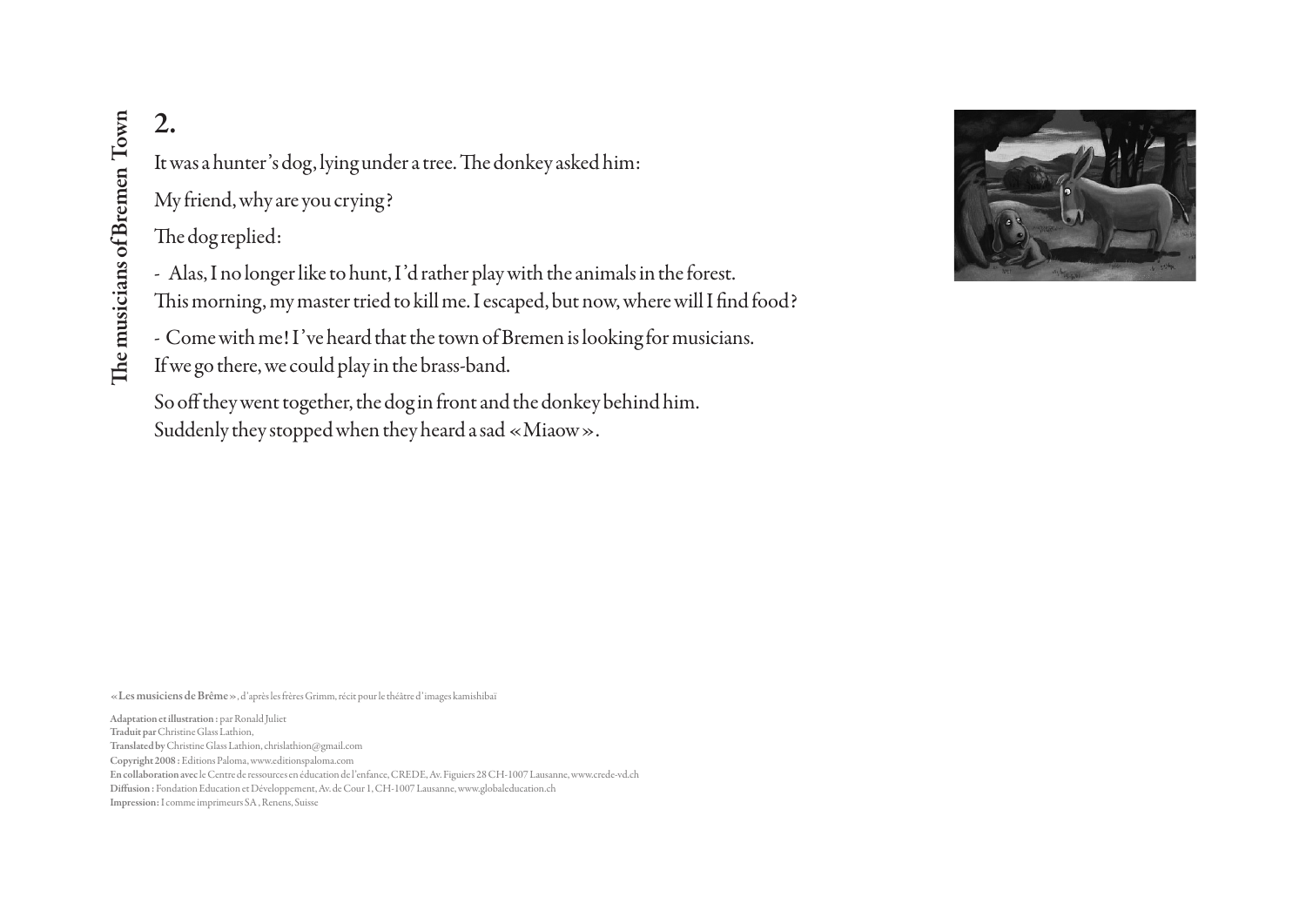## 2.

It was a hunter's dog, lying under a tree. The donkey asked him:

My friend, why are you crying?

The dog replied:

- Alas, I no longer like to hunt, I'd rather play with the animals in the forest.
This morning, my master tried to kill me. I escaped, but now, where will I find food?

- Come with me! I've heard that the town of Bremen is looking for musicians.
If we go there, we could play in the brass-band.

So off they went together, the dog in front and the donkey behind him.
Suddenly they stopped when they heard a sad «Miaow».

**«Les musiciens de Brême»**, d'après les frères Grimm, récit pour le théâtre d'images kamishibaï

**Adaptation et illustration :** par Ronald Juliet
**Traduit par** Christine Glass Lathion,
**Translated by** Christine Glass Lathion, chrislathion@gmail.com
**Copyright 2008 :** Editions Paloma, www.editionspaloma.com
**En collaboration avec** le Centre de ressources en éducation de l'enfance, CREDE, Av. Figuiers 28 CH-1007 Lausanne, www.crede-vd.ch
**Diffusion :** Fondation Education et Développement, Av. de Cour 1, CH-1007 Lausanne, www.globaleducation.ch
**Impression :** I comme imprimeurs SA, Renens, Suisse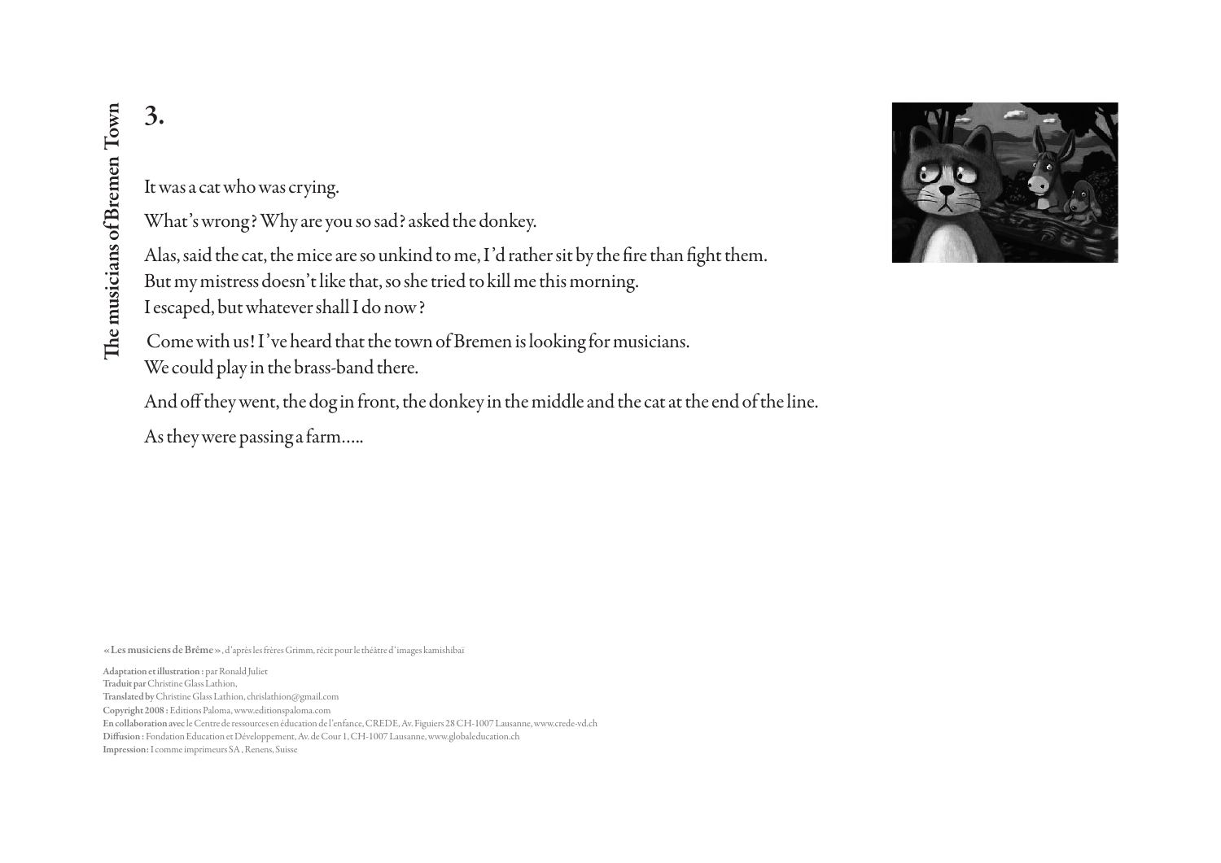## 3.

It was a cat who was crying.

What's wrong? Why are you so sad? asked the donkey.

Alas, said the cat, the mice are so unkind to me, I'd rather sit by the fire than fight them.
But my mistress doesn't like that, so she tried to kill me this morning.
I escaped, but whatever shall I do now?

Come with us! I've heard that the town of Bremen is looking for musicians.
We could play in the brass-band there.

And off they went, the dog in front, the donkey in the middle and the cat at the end of the line.

As they were passing a farm.....

« **Les musiciens de Brême** », d'après les frères Grimm, récit pour le théâtre d'images kamishibaï

**Adaptation et illustration :** par Ronald Juliet
**Traduit par** Christine Glass Lathion,
**Translated by** Christine Glass Lathion, chrislathion@gmail.com
**Copyright 2008 :** Editions Paloma, www.editionspaloma.com
**En collaboration avec** le Centre de ressources en éducation de l'enfance, CREDE, Av. Figuiers 28 CH-1007 Lausanne, www.crede-vd.ch
**Diffusion :** Fondation Education et Développement, Av. de Cour 1, CH-1007 Lausanne, www.globaleducation.ch
**Impression :** I comme imprimeurs SA, Renens, Suisse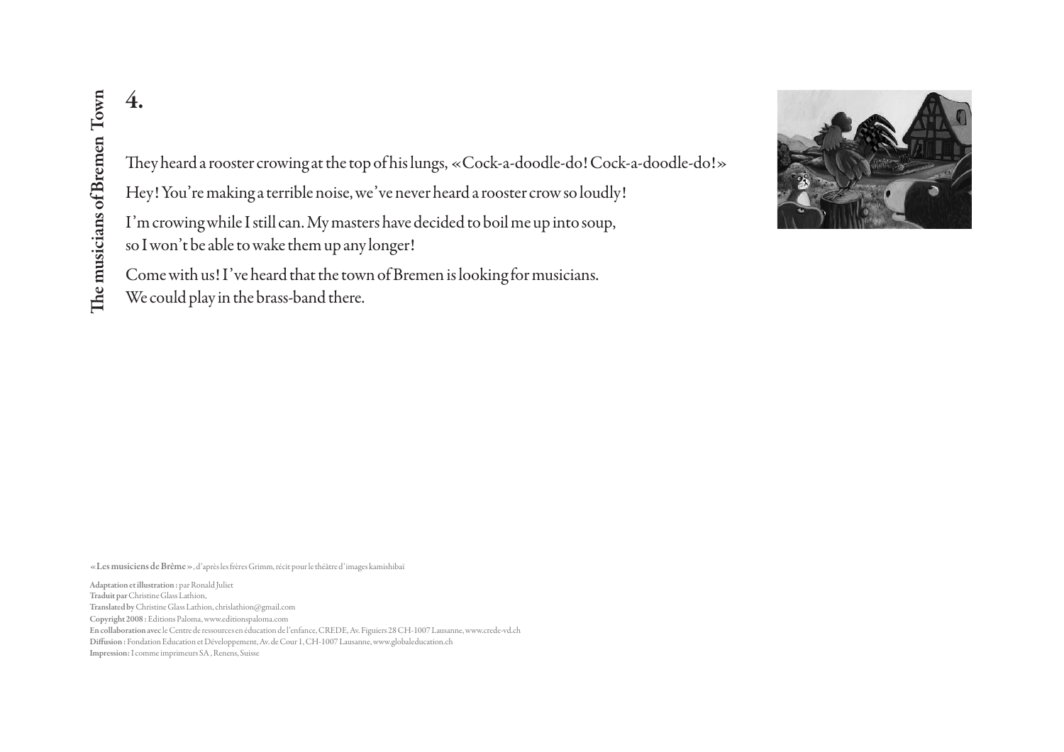# 4.

They heard a rooster crowing at the top of his lungs, «Cock-a-doodle-do! Cock-a-doodle-do!»

Hey! You're making a terrible noise, we've never heard a rooster crow so loudly!

I'm crowing while I still can. My masters have decided to boil me up into soup, so I won't be able to wake them up any longer!

Come with us! I've heard that the town of Bremen is looking for musicians. We could play in the brass-band there.

**«Les musiciens de Brême»**, d'après les frères Grimm, récit pour le théâtre d'images kamishibaï

**Adaptation et illustration :** par Ronald Juliet
**Traduit par** Christine Glass Lathion,
**Translated by** Christine Glass Lathion, chrislathion@gmail.com
**Copyright 2008 :** Editions Paloma, www.editionspaloma.com
**En collaboration avec** le Centre de ressources en éducation de l'enfance, CREDE, Av. Figuiers 28 CH-1007 Lausanne, www.crede-vd.ch
**Diffusion :** Fondation Education et Développement, Av. de Cour 1, CH-1007 Lausanne, www.globaleducation.ch
**Impression :** I comme imprimeurs SA, Renens, Suisse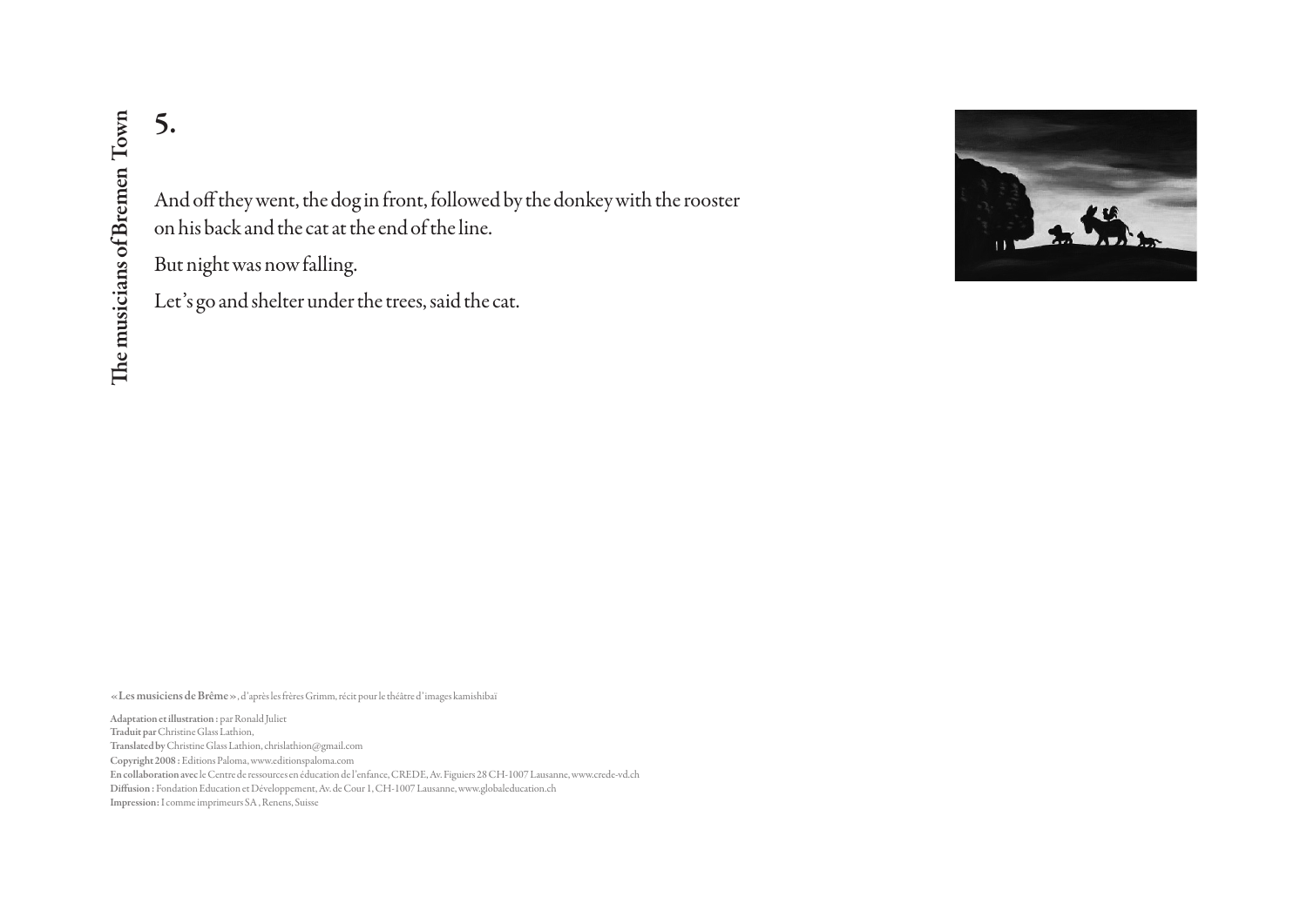# 5.

And off they went, the dog in front, followed by the donkey with the rooster on his back and the cat at the end of the line.

But night was now falling.

Let's go and shelter under the trees, said the cat.

**« Les musiciens de Brême »**, d'après les frères Grimm, récit pour le théâtre d'images kamishibaï

**Adaptation et illustration :** par Ronald Juliet
**Traduit par** Christine Glass Lathion,
**Translated by** Christine Glass Lathion, chrislathion@gmail.com
**Copyright 2008 :** Editions Paloma, www.editionspaloma.com
**En collaboration avec** le Centre de ressources en éducation de l'enfance, CREDE, Av. Figuiers 28 CH-1007 Lausanne, www.crede-vd.ch
**Diffusion :** Fondation Education et Développement, Av. de Cour 1, CH-1007 Lausanne, www.globaleducation.ch
**Impression :** I comme imprimeurs SA, Renens, Suisse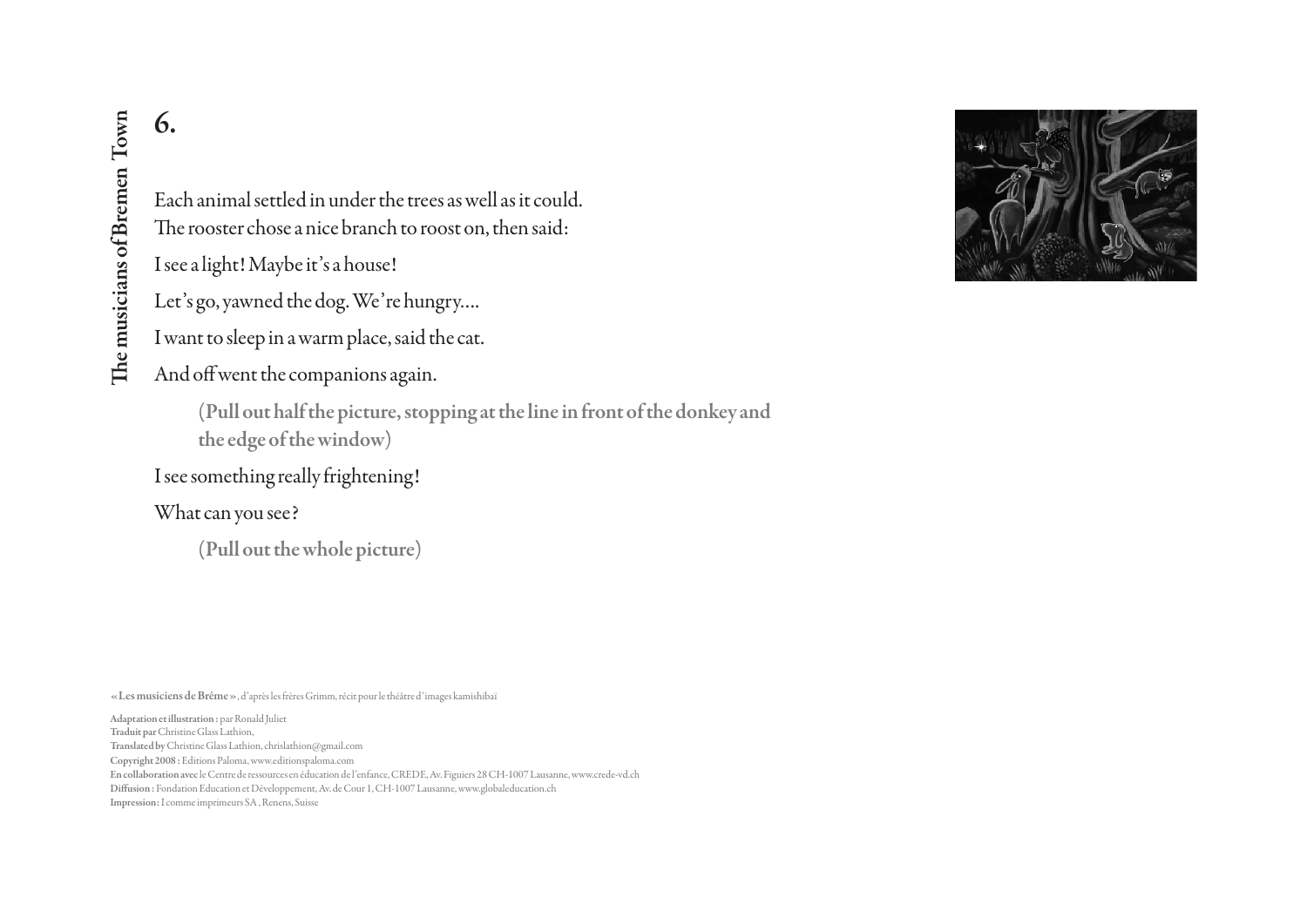# 6.

Each animal settled in under the trees as well as it could.
The rooster chose a nice branch to roost on, then said:

I see a light! Maybe it's a house!

Let's go, yawned the dog. We're hungry....

I want to sleep in a warm place, said the cat.

And off went the companions again.

> **(Pull out half the picture, stopping at the line in front of the donkey and the edge of the window)**

I see something really frightening!

What can you see?

> **(Pull out the whole picture)**

**« Les musiciens de Brême »**, d'après les frères Grimm, récit pour le théâtre d'images kamishibaï

**Adaptation et illustration :** par Ronald Juliet
**Traduit par** Christine Glass Lathion,
**Translated by** Christine Glass Lathion, chrislathion@gmail.com
**Copyright 2008 :** Editions Paloma, www.editionspaloma.com
**En collaboration avec** le Centre de ressources en éducation de l'enfance, CREDE, Av. Figuiers 28 CH-1007 Lausanne, www.crede-vd.ch
**Diffusion :** Fondation Education et Développement, Av. de Cour 1, CH-1007 Lausanne, www.globaleducation.ch
**Impression :** I comme imprimeurs SA, Renens, Suisse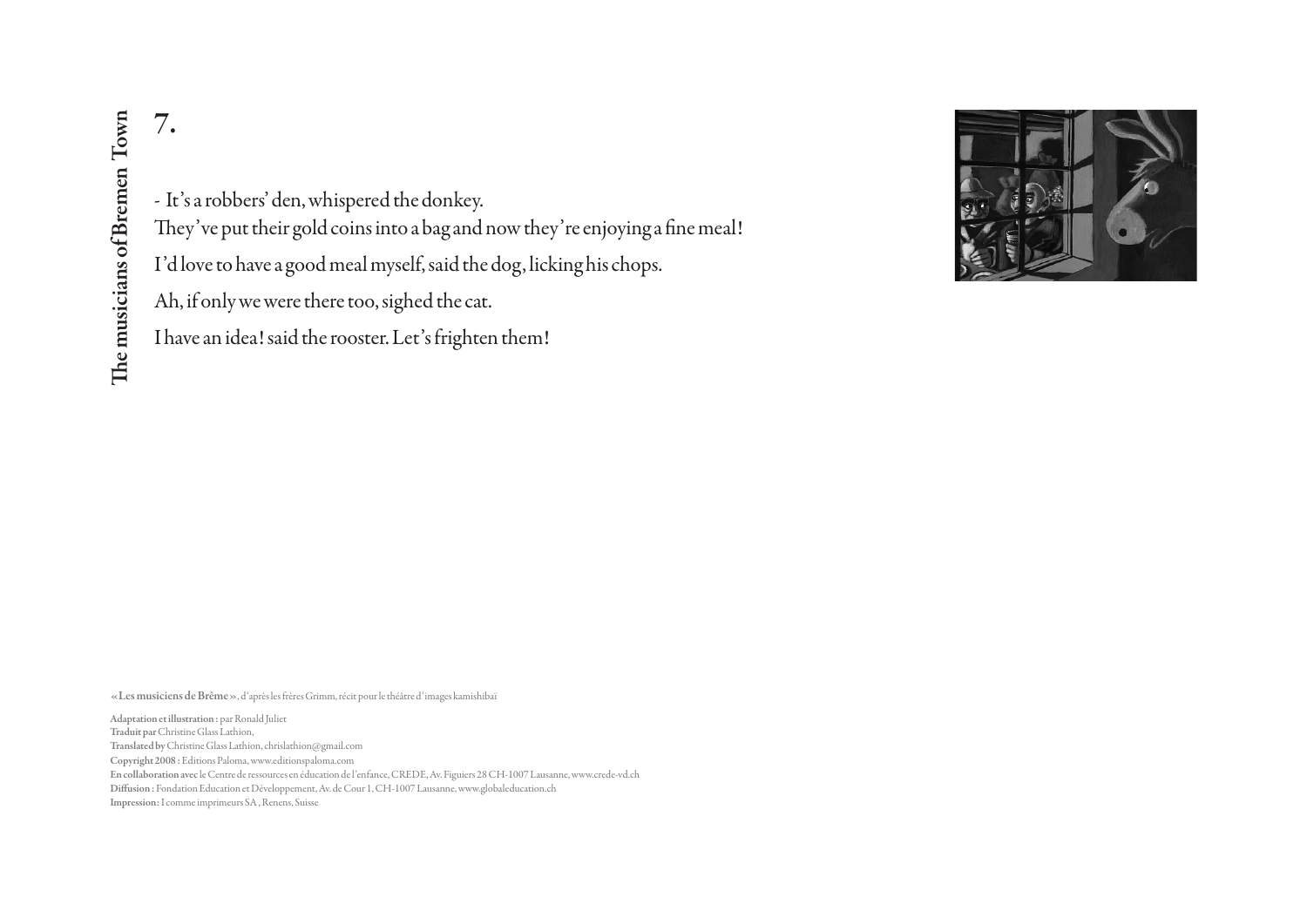## 7.

- It's a robbers' den, whispered the donkey.
They've put their gold coins into a bag and now they're enjoying a fine meal!

I'd love to have a good meal myself, said the dog, licking his chops.

Ah, if only we were there too, sighed the cat.

I have an idea! said the rooster. Let's frighten them!

**« Les musiciens de Brême »**, d'après les frères Grimm, récit pour le théâtre d'images kamishibaï

**Adaptation et illustration :** par Ronald Juliet
**Traduit par** Christine Glass Lathion,
**Translated by** Christine Glass Lathion, chrislathion@gmail.com
**Copyright 2008 :** Editions Paloma, www.editionspaloma.com
**En collaboration avec** le Centre de ressources en éducation de l'enfance, CREDE, Av. Figuiers 28 CH-1007 Lausanne, www.crede-vd.ch
**Diffusion :** Fondation Education et Développement, Av. de Cour 1, CH-1007 Lausanne, www.globaleducation.ch
**Impression :** I comme imprimeurs SA , Renens, Suisse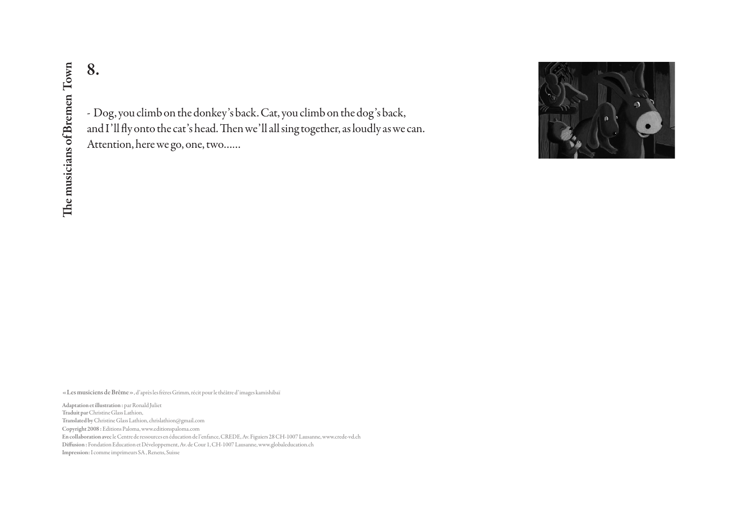## 8.

- Dog, you climb on the donkey's back. Cat, you climb on the dog's back, and I'll fly onto the cat's head. Then we'll all sing together, as loudly as we can. Attention, here we go, one, two......

**« Les musiciens de Brême »**, d'après les frères Grimm, récit pour le théâtre d'images kamishibaï

**Adaptation et illustration :** par Ronald Juliet
**Traduit par** Christine Glass Lathion,
**Translated by** Christine Glass Lathion, chrislathion@gmail.com
**Copyright 2008 :** Editions Paloma, www.editionspaloma.com
**En collaboration avec** le Centre de ressources en éducation de l'enfance, CREDE, Av. Figuiers 28 CH-1007 Lausanne, www.crede-vd.ch
**Diffusion :** Fondation Education et Développement, Av. de Cour 1, CH-1007 Lausanne, www.globaleducation.ch
**Impression :** I comme imprimeurs SA, Renens, Suisse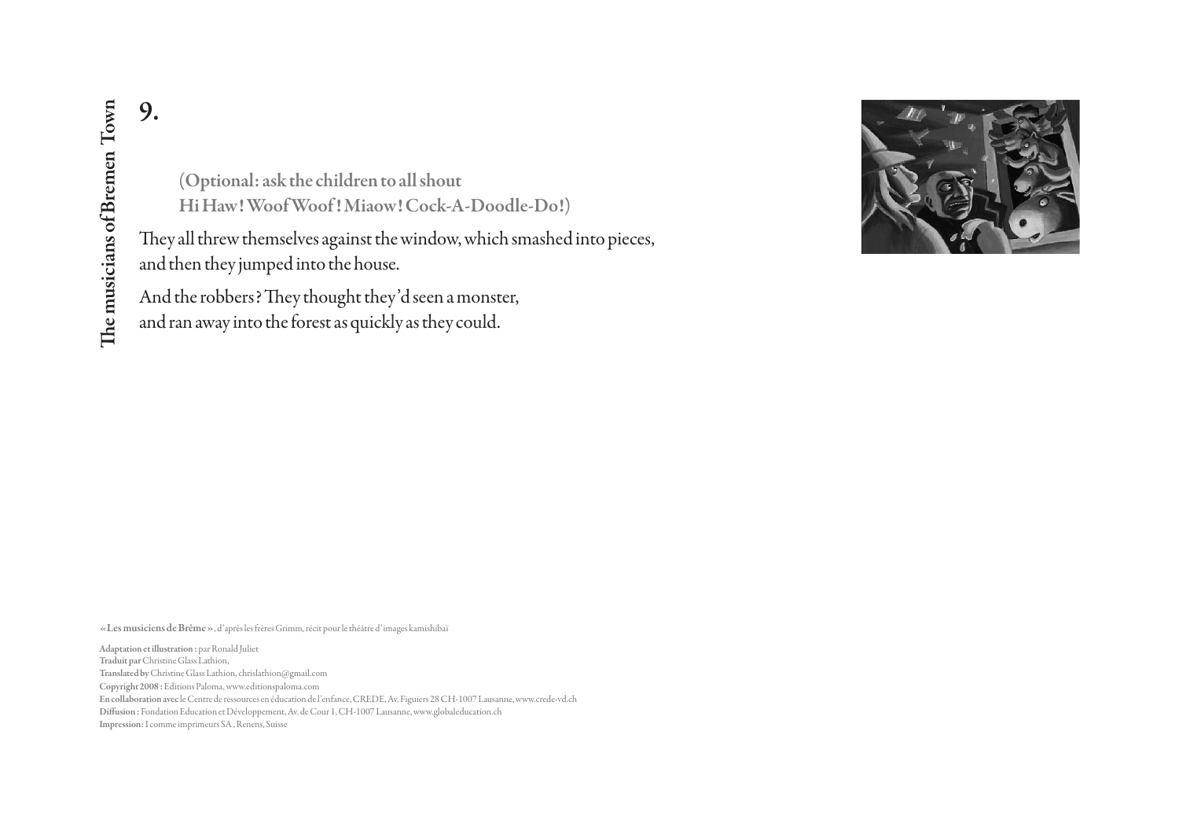## 9.

**(Optional: ask the children to all shout**
**Hi Haw! Woof Woof! Miaow! Cock-A-Doodle-Do!)**

They all threw themselves against the window, which smashed into pieces, and then they jumped into the house.

And the robbers? They thought they'd seen a monster, and ran away into the forest as quickly as they could.

**« Les musiciens de Brême »**, d'après les frères Grimm, récit pour le théâtre d'images kamishibaï

**Adaptation et illustration :** par Ronald Juliet
**Traduit par** Christine Glass Lathion,
**Translated by** Christine Glass Lathion, chrislathion@gmail.com
**Copyright 2008 :** Editions Paloma, www.editionspaloma.com
**En collaboration avec** le Centre de ressources en éducation de l'enfance, CREDE, Av. Figuiers 28 CH-1007 Lausanne, www.crede-vd.ch
**Diffusion :** Fondation Education et Développement, Av. de Cour 1, CH-1007 Lausanne, www.globaleducation.ch
**Impression :** I comme imprimeurs SA , Renens, Suisse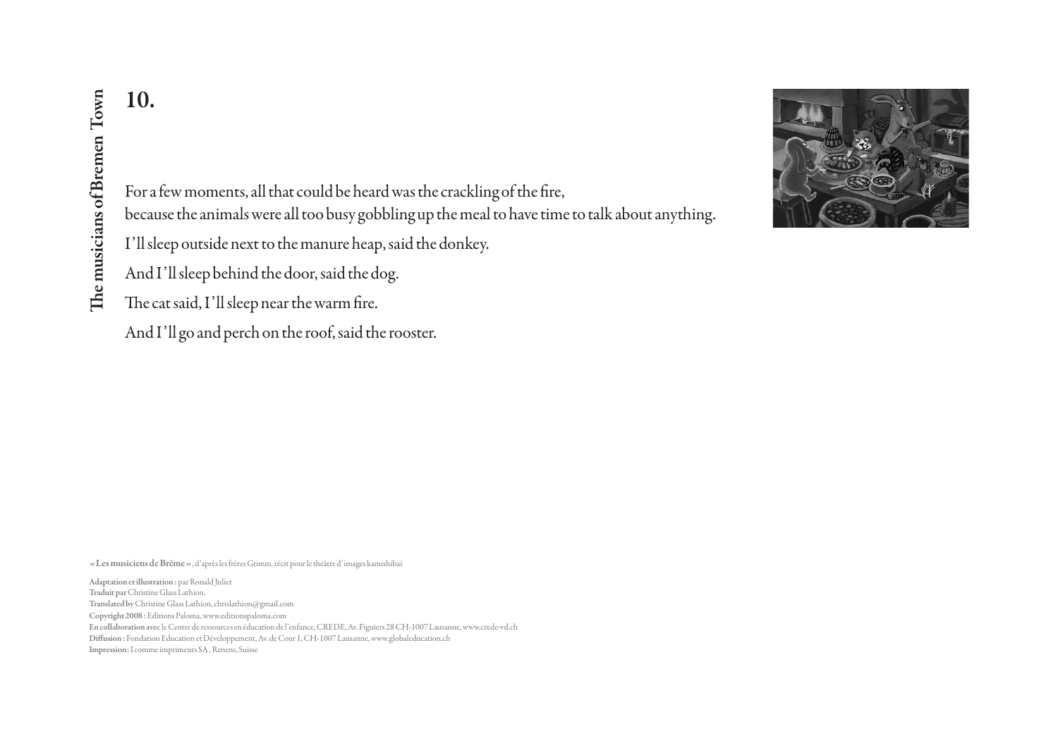# 10.

For a few moments, all that could be heard was the crackling of the fire,
because the animals were all too busy gobbling up the meal to have time to talk about anything.

I'll sleep outside next to the manure heap, said the donkey.

And I'll sleep behind the door, said the dog.

The cat said, I'll sleep near the warm fire.

And I'll go and perch on the roof, said the rooster.

**« Les musiciens de Brême »**, d'après les frères Grimm, récit pour le théâtre d'images kamishibaï

**Adaptation et illustration :** par Ronald Juliet
**Traduit par** Christine Glass Lathion,
**Translated by** Christine Glass Lathion, chrislathion@gmail.com
**Copyright 2008 :** Editions Paloma, www.editionspaloma.com
**En collaboration avec** le Centre de ressources en éducation de l'enfance, CREDE, Av. Figuiers 28 CH-1007 Lausanne, www.crede-vd.ch
**Diffusion :** Fondation Education et Développement, Av. de Cour 1, CH-1007 Lausanne, www.globaleducation.ch
**Impression :** I comme imprimeurs SA, Renens, Suisse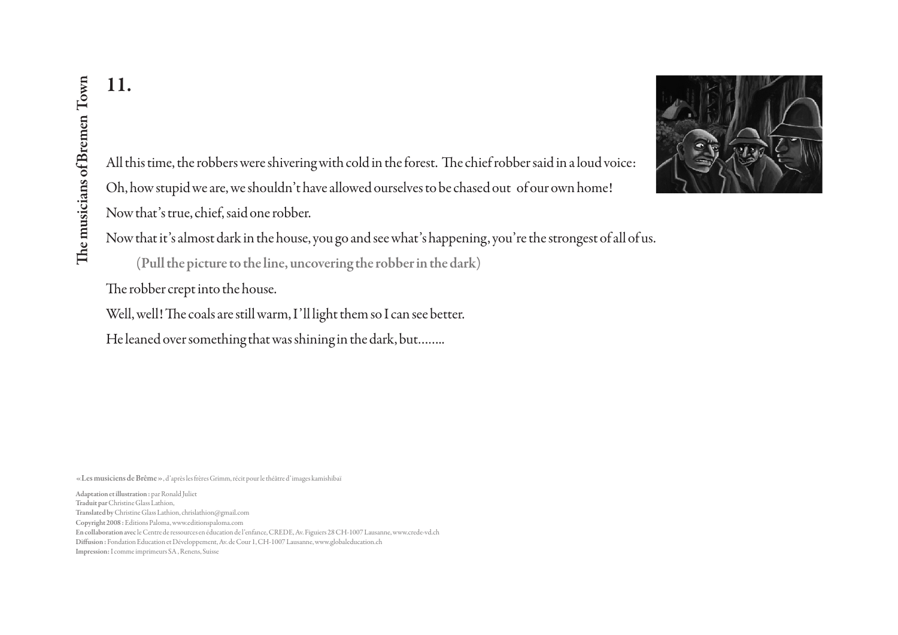# 11.

All this time, the robbers were shivering with cold in the forest. The chief robber said in a loud voice:

Oh, how stupid we are, we shouldn't have allowed ourselves to be chased out of our own home!

Now that's true, chief, said one robber.

Now that it's almost dark in the house, you go and see what's happening, you're the strongest of all of us.

(**Pull the picture to the line, uncovering the robber in the dark**)

The robber crept into the house.

Well, well! The coals are still warm, I'll light them so I can see better.

He leaned over something that was shining in the dark, but........

« **Les musiciens de Brême** », d'après les frères Grimm, récit pour le théâtre d'images kamishibaï

**Adaptation et illustration :** par Ronald Juliet
**Traduit par** Christine Glass Lathion,
**Translated by** Christine Glass Lathion, chrislathion@gmail.com
**Copyright 2008 :** Editions Paloma, www.editionspaloma.com
**En collaboration avec** le Centre de ressources en éducation de l'enfance, CREDE, Av. Figuiers 28 CH-1007 Lausanne, www.crede-vd.ch
**Diffusion :** Fondation Education et Développement, Av. de Cour 1, CH-1007 Lausanne, www.globaleducation.ch
**Impression :** I comme imprimeurs SA , Renens, Suisse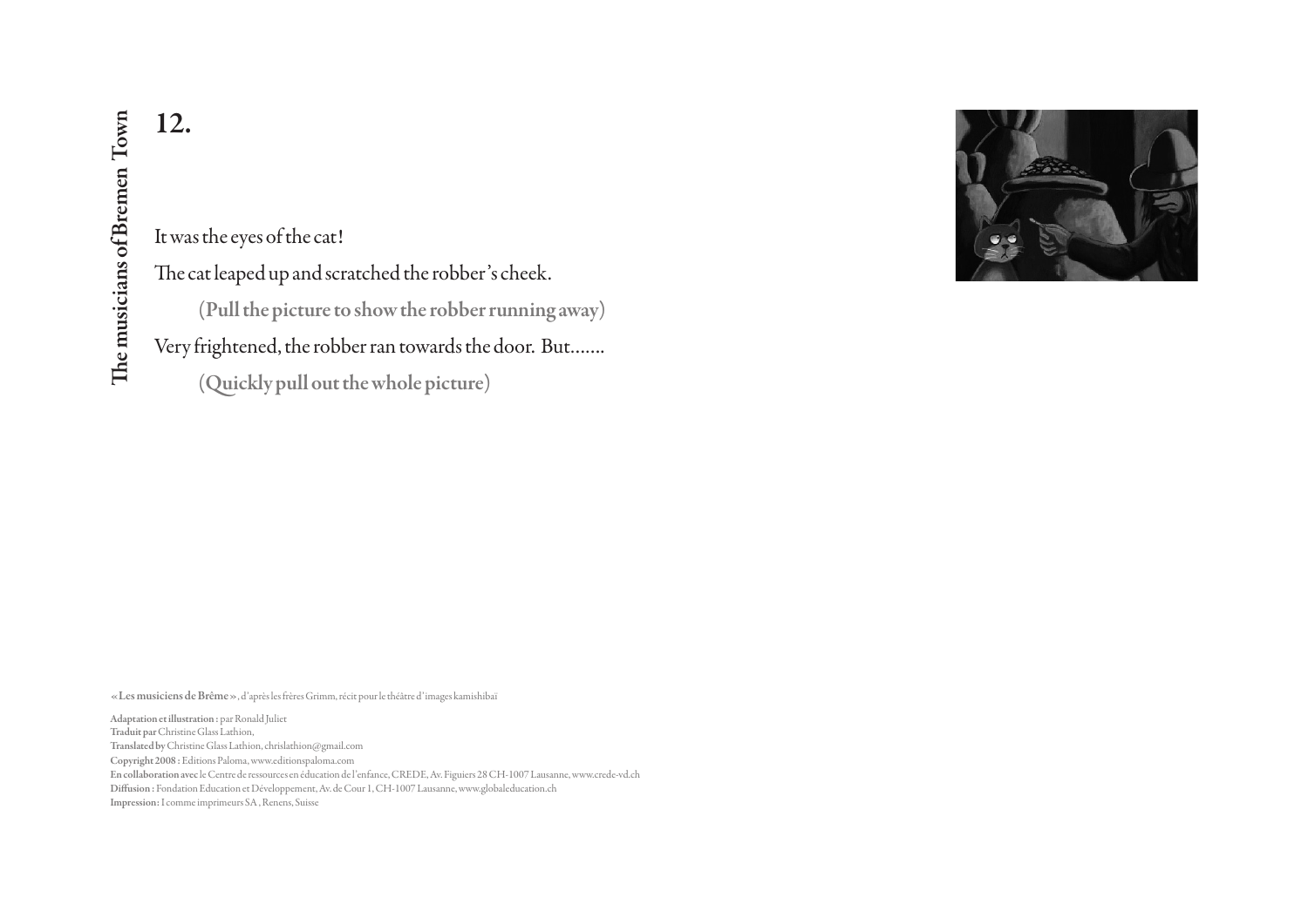## 12.

It was the eyes of the cat!

The cat leaped up and scratched the robber's cheek.

**(Pull the picture to show the robber running away)**

Very frightened, the robber ran towards the door. But.......

**(Quickly pull out the whole picture)**

**« Les musiciens de Brême »**, d'après les frères Grimm, récit pour le théâtre d'images kamishibaï

**Adaptation et illustration :** par Ronald Juliet
**Traduit par** Christine Glass Lathion,
**Translated by** Christine Glass Lathion, chrislathion@gmail.com
**Copyright 2008 :** Editions Paloma, www.editionspaloma.com
**En collaboration avec** le Centre de ressources en éducation de l'enfance, CREDE, Av. Figuiers 28 CH-1007 Lausanne, www.crede-vd.ch
**Diffusion :** Fondation Education et Développement, Av. de Cour 1, CH-1007 Lausanne, www.globaleducation.ch
**Impression :** I comme imprimeurs SA , Renens, Suisse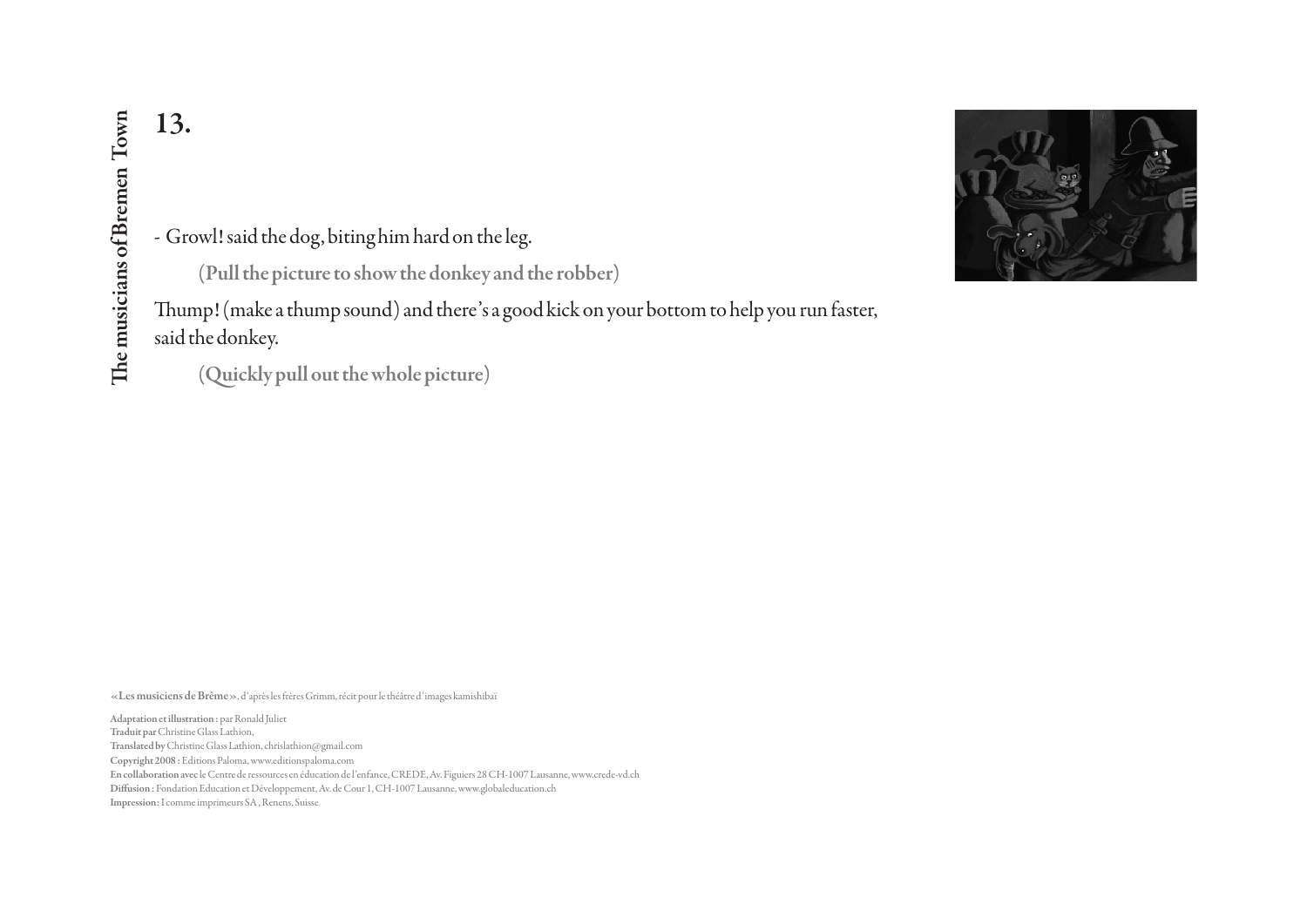# 13.

- Growl! said the dog, biting him hard on the leg.

  (**Pull the picture to show the donkey and the robber**)

Thump! (make a thump sound) and there's a good kick on your bottom to help you run faster, said the donkey.

  (**Quickly pull out the whole picture**)

**« Les musiciens de Brême »**, d'après les frères Grimm, récit pour le théâtre d'images kamishibaï

**Adaptation et illustration :** par Ronald Juliet
**Traduit par** Christine Glass Lathion,
**Translated by** Christine Glass Lathion, chrislathion@gmail.com
**Copyright 2008 :** Editions Paloma, www.editionspaloma.com
**En collaboration avec** le Centre de ressources en éducation de l'enfance, CREDE, Av. Figuiers 28 CH-1007 Lausanne, www.crede-vd.ch
**Diffusion :** Fondation Education et Développement, Av. de Cour 1, CH-1007 Lausanne, www.globaleducation.ch
**Impression :** I comme imprimeurs SA , Renens, Suisse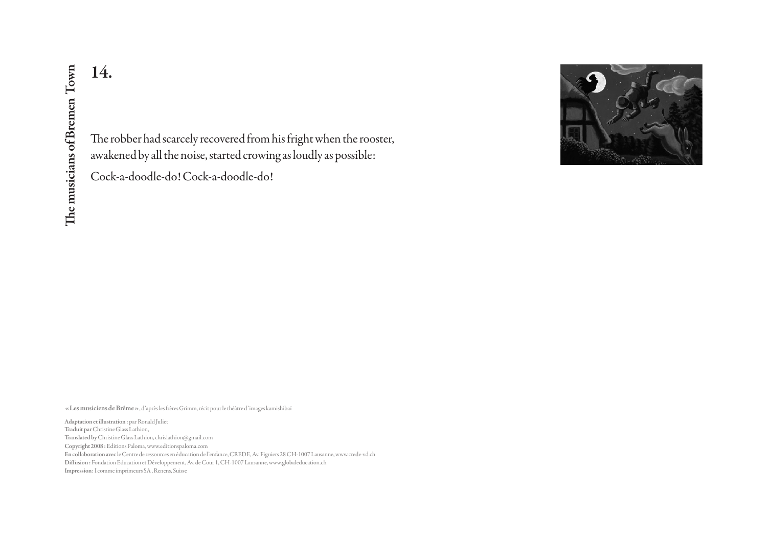## 14.

The robber had scarcely recovered from his fright when the rooster, awakened by all the noise, started crowing as loudly as possible:

Cock-a-doodle-do! Cock-a-doodle-do!

**« Les musiciens de Brême »**, d'après les frères Grimm, récit pour le théâtre d'images kamishibaï

**Adaptation et illustration :** par Ronald Juliet
**Traduit par** Christine Glass Lathion,
**Translated by** Christine Glass Lathion, chrislathion@gmail.com
**Copyright 2008 :** Editions Paloma, www.editionspaloma.com
**En collaboration avec** le Centre de ressources en éducation de l'enfance, CREDE, Av. Figuiers 28 CH-1007 Lausanne, www.crede-vd.ch
**Diffusion :** Fondation Education et Développement, Av. de Cour 1, CH-1007 Lausanne, www.globaleducation.ch
**Impression :** I comme imprimeurs SA, Renens, Suisse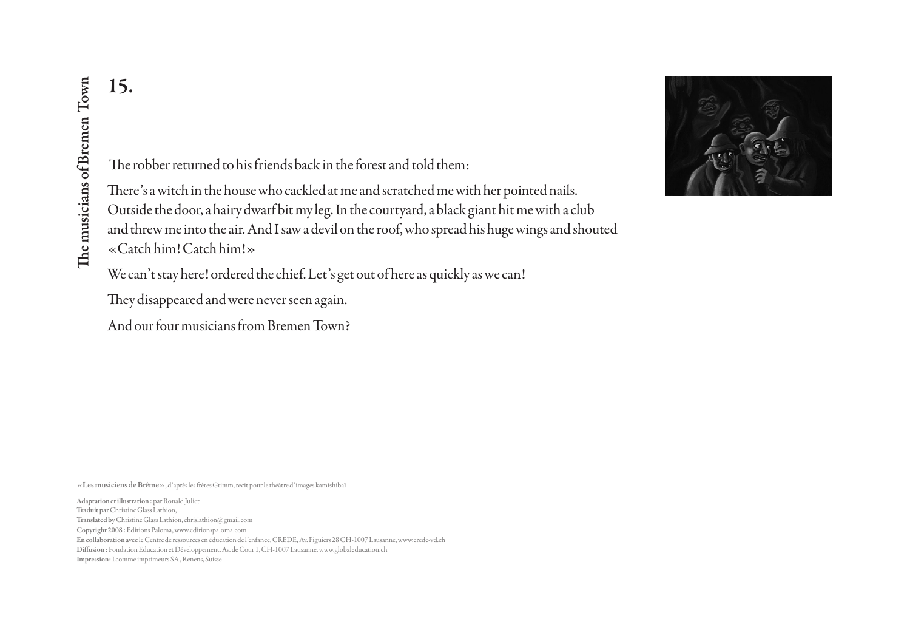# 15.

The robber returned to his friends back in the forest and told them:

There's a witch in the house who cackled at me and scratched me with her pointed nails. Outside the door, a hairy dwarf bit my leg. In the courtyard, a black giant hit me with a club and threw me into the air. And I saw a devil on the roof, who spread his huge wings and shouted «Catch him! Catch him!»

We can't stay here! ordered the chief. Let's get out of here as quickly as we can!

They disappeared and were never seen again.

And our four musicians from Bremen Town?

**«Les musiciens de Brême»**, d'après les frères Grimm, récit pour le théâtre d'images kamishibaï

**Adaptation et illustration :** par Ronald Juliet
**Traduit par** Christine Glass Lathion,
**Translated by** Christine Glass Lathion, chrislathion@gmail.com
**Copyright 2008 :** Editions Paloma, www.editionspaloma.com
**En collaboration avec** le Centre de ressources en éducation de l'enfance, CREDE, Av. Figuiers 28 CH-1007 Lausanne, www.crede-vd.ch
**Diffusion :** Fondation Education et Développement, Av. de Cour 1, CH-1007 Lausanne, www.globaleducation.ch
**Impression :** I comme imprimeurs SA , Renens, Suisse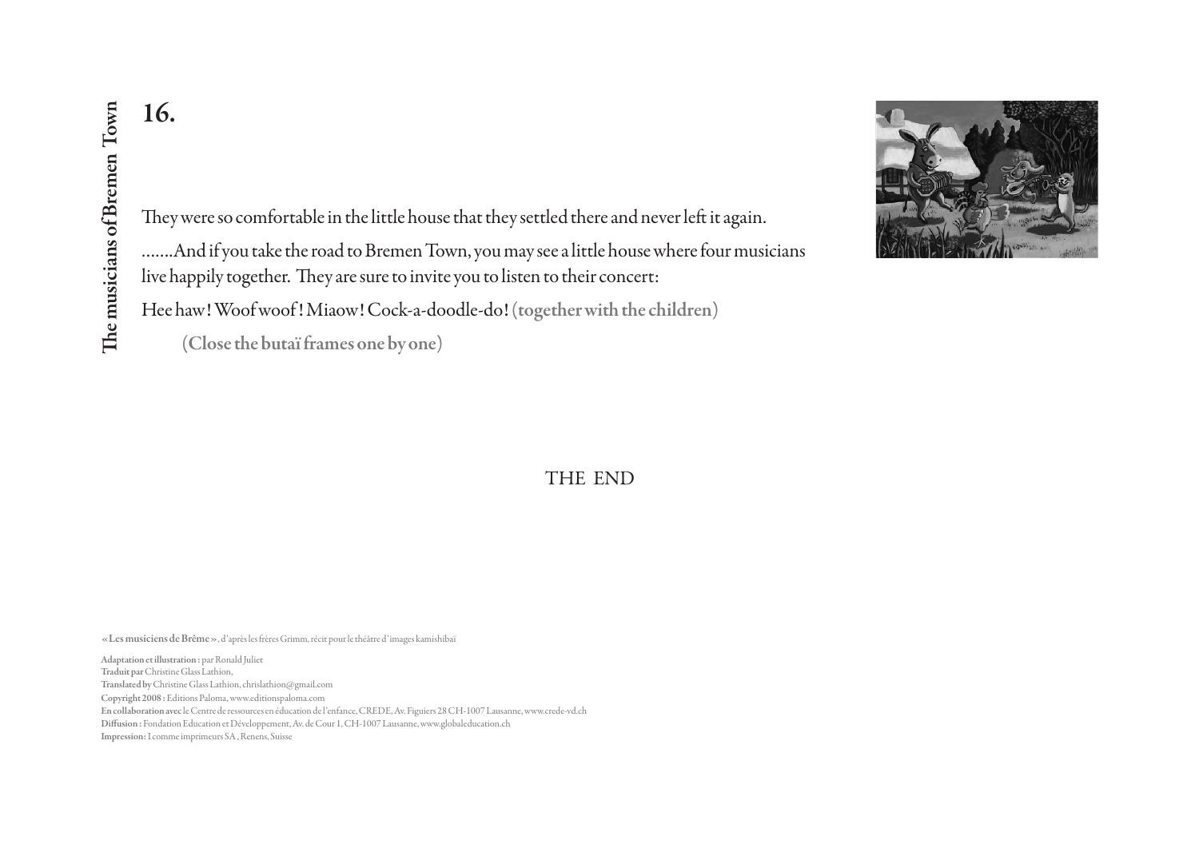# 16.

They were so comfortable in the little house that they settled there and never left it again.

.......And if you take the road to Bremen Town, you may see a little house where four musicians live happily together. They are sure to invite you to listen to their concert:

Hee haw ! Woof woof ! Miaow ! Cock-a-doodle-do ! **(together with the children)**

**(Close the butaï frames one by one)**

THE END

**« Les musiciens de Brême »**, d'après les frères Grimm, récit pour le théâtre d'images kamishibaï

**Adaptation et illustration :** par Ronald Juliet
**Traduit par** Christine Glass Lathion,
**Translated by** Christine Glass Lathion, chrislathion@gmail.com
**Copyright 2008 :** Editions Paloma, www.editionspaloma.com
**En collaboration avec** le Centre de ressources en éducation de l'enfance, CREDE, Av. Figuiers 28 CH-1007 Lausanne, www.crede-vd.ch
**Diffusion :** Fondation Education et Développement, Av. de Cour 1, CH-1007 Lausanne, www.globaleducation.ch
**Impression :** I comme imprimeurs SA , Renens, Suisse